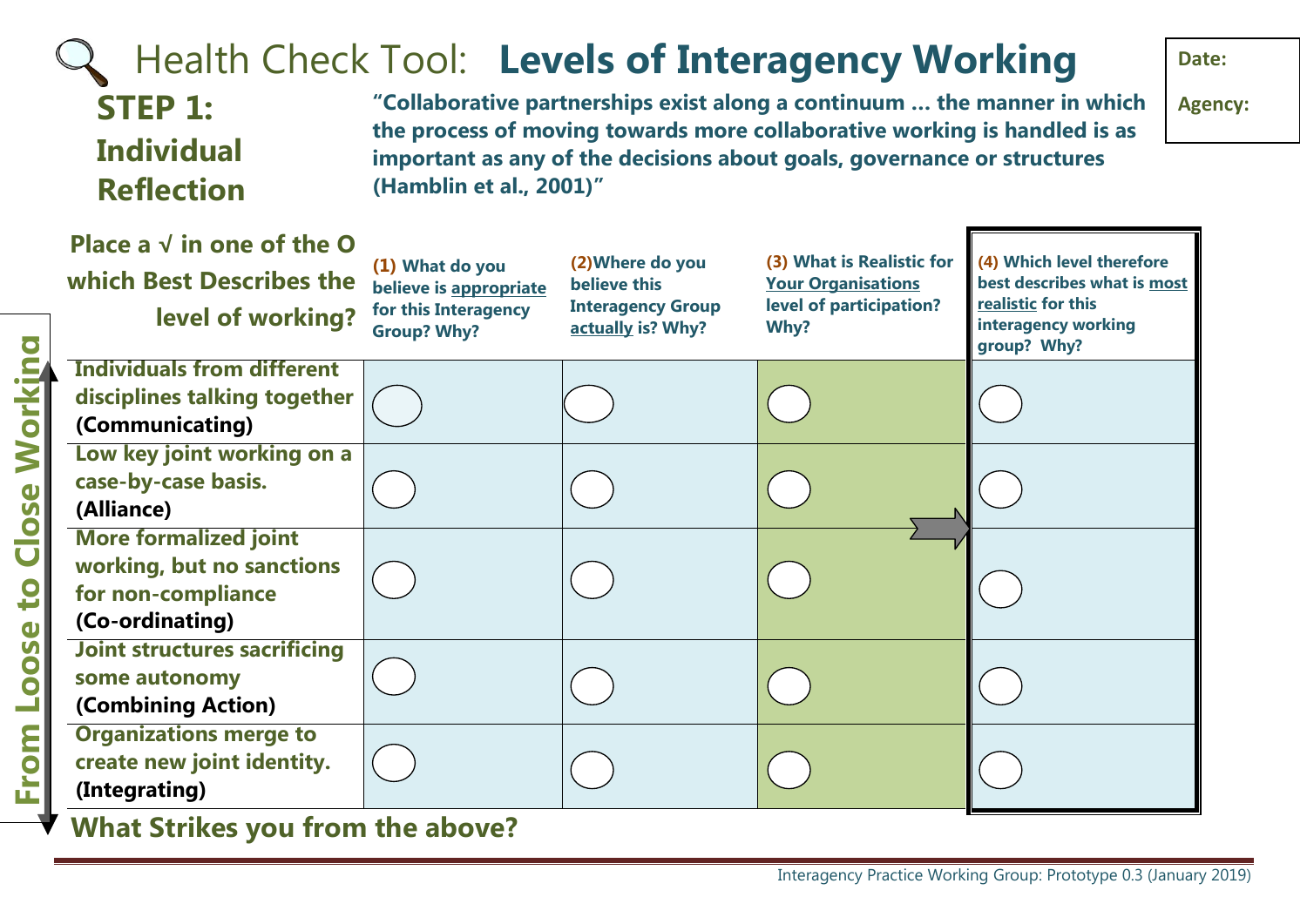# Health Check Tool: **Levels of Interagency Working**

**Date:**

**Agency:**

## STEP 1: Individual Reflection

**"Collaborative partnerships exist along a continuum … the manner in which the process of moving towards more collaborative working is handled is as important as any of the decisions about goals, governance or structures (Hamblin et al., 2001)"**

**From Loose to Close Working**

| **Place a √ in one of the O which Best Describes the level of working?** | **(1) What do you believe is appropriate for this Interagency Group? Why?** | **(2) Where do you believe this Interagency Group actually is? Why?** | **(3) What is Realistic for Your Organisations level of participation? Why?** | **(4) Which level therefore best describes what is most realistic for this interagency working group? Why?** |
|---|---|---|---|---|
| **Individuals from different disciplines talking together (Communicating)** | O | O | O | O |
| **Low key joint working on a case-by-case basis. (Alliance)** | O | O | O | O |
| **More formalized joint working, but no sanctions for non-compliance (Co-ordinating)** | O | O | O | O |
| **Joint structures sacrificing some autonomy (Combining Action)** | O | O | O | O |
| **Organizations merge to create new joint identity. (Integrating)** | O | O | O | O |

**What Strikes you from the above?**

Interagency Practice Working Group: Prototype 0.3 (January 2019)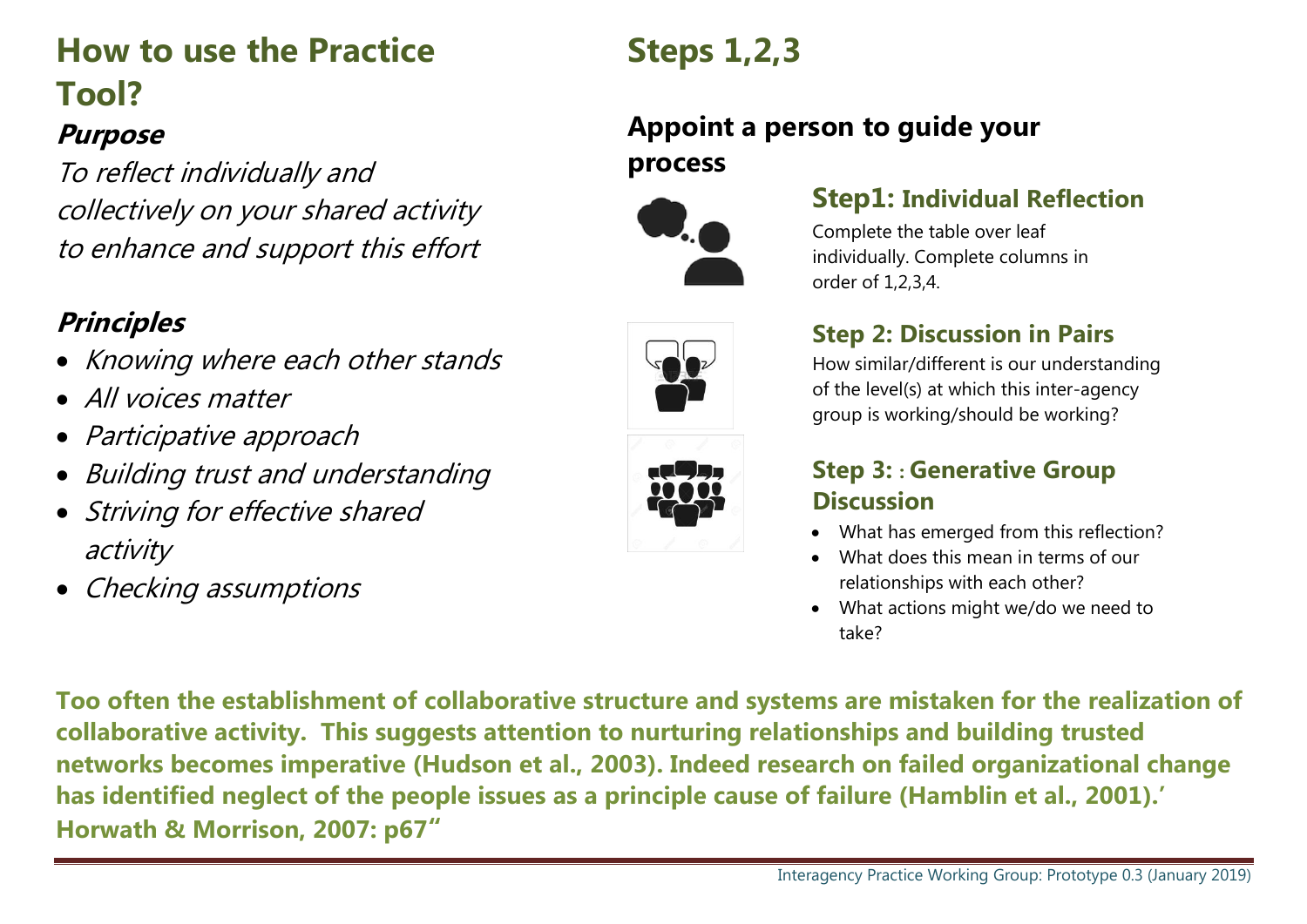# How to use the Practice Tool?

### *Purpose*

*To reflect individually and collectively on your shared activity to enhance and support this effort*

### *Principles*

- *Knowing where each other stands*
- *All voices matter*
- *Participative approach*
- *Building trust and understanding*
- *Striving for effective shared activity*
- *Checking assumptions*

# Steps 1,2,3

## Appoint a person to guide your process

### Step1: Individual Reflection

Complete the table over leaf individually. Complete columns in order of 1,2,3,4.

### Step 2: Discussion in Pairs

How similar/different is our understanding of the level(s) at which this inter-agency group is working/should be working?

### Step 3: : Generative Group Discussion

- What has emerged from this reflection?
- What does this mean in terms of our relationships with each other?
- What actions might we/do we need to take?

**Too often the establishment of collaborative structure and systems are mistaken for the realization of collaborative activity. This suggests attention to nurturing relationships and building trusted networks becomes imperative (Hudson et al., 2003). Indeed research on failed organizational change has identified neglect of the people issues as a principle cause of failure (Hamblin et al., 2001).' Horwath & Morrison, 2007: p67"**

Interagency Practice Working Group: Prototype 0.3 (January 2019)